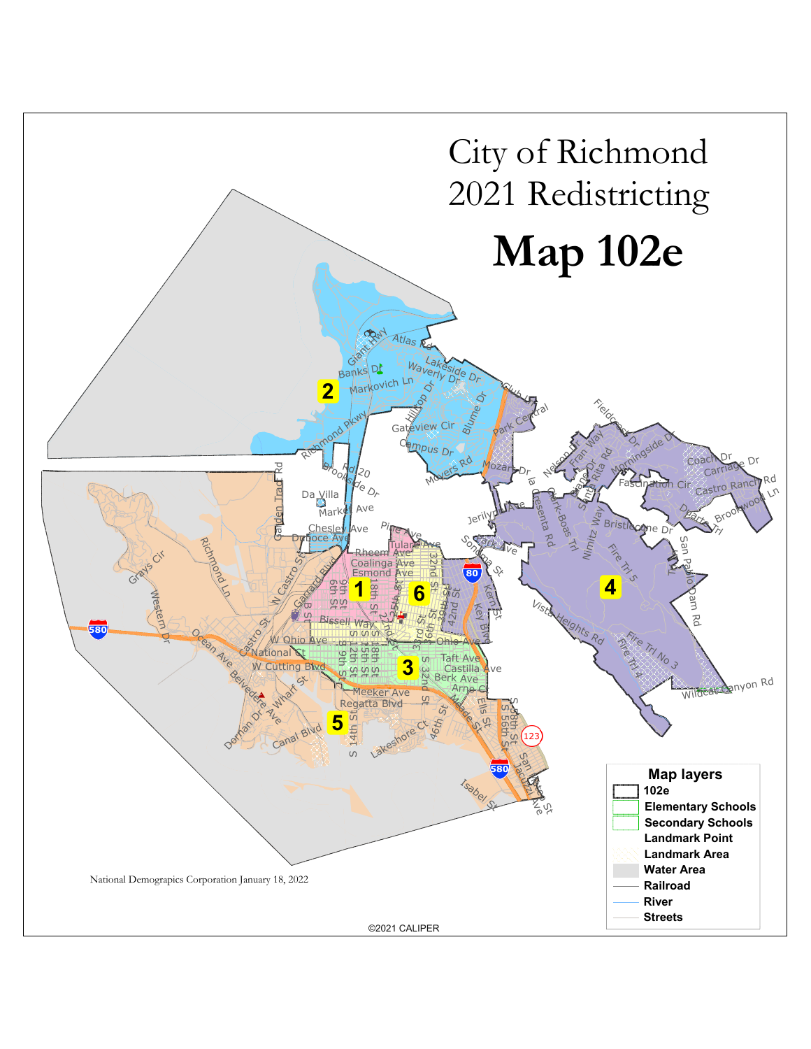# City of Richmond 2021 Redistricting

# Map 102e

**Map layers**

- 102e
- Elementary Schools
- Secondary Schools
- Landmark Point
- Landmark Area
- Water Area
- Railroad
- River
- Streets

National Demographics Corporation January 18, 2022

©2021 CALIPER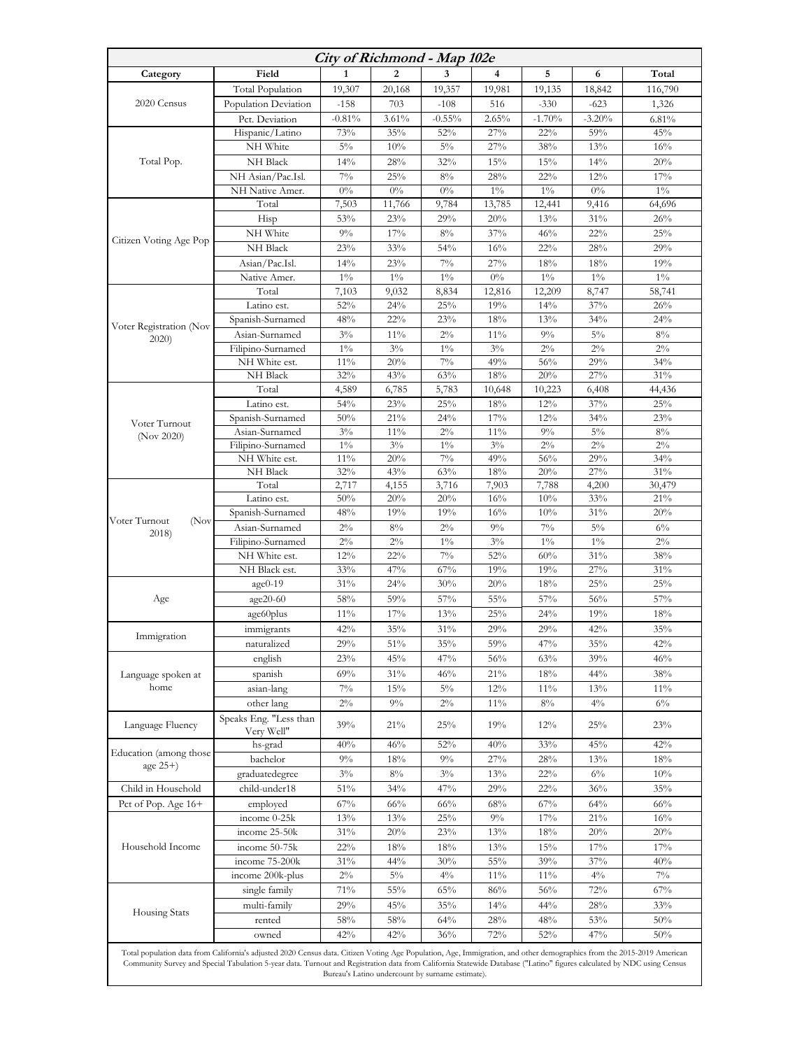## *City of Richmond - Map 102e*

| Category | Field | 1 | 2 | 3 | 4 | 5 | 6 | Total |
|---|---|---|---|---|---|---|---|---|
| 2020 Census | Total Population | 19,307 | 20,168 | 19,357 | 19,981 | 19,135 | 18,842 | 116,790 |
| | Population Deviation | -158 | 703 | -108 | 516 | -330 | -623 | 1,326 |
| | Pct. Deviation | -0.81% | 3.61% | -0.55% | 2.65% | -1.70% | -3.20% | 6.81% |
| Total Pop. | Hispanic/Latino | 73% | 35% | 52% | 27% | 22% | 59% | 45% |
| | NH White | 5% | 10% | 5% | 27% | 38% | 13% | 16% |
| | NH Black | 14% | 28% | 32% | 15% | 15% | 14% | 20% |
| | NH Asian/Pac.Isl. | 7% | 25% | 8% | 28% | 22% | 12% | 17% |
| | NH Native Amer. | 0% | 0% | 0% | 1% | 1% | 0% | 1% |
| Citizen Voting Age Pop | Total | 7,503 | 11,766 | 9,784 | 13,785 | 12,441 | 9,416 | 64,696 |
| | Hisp | 53% | 23% | 29% | 20% | 13% | 31% | 26% |
| | NH White | 9% | 17% | 8% | 37% | 46% | 22% | 25% |
| | NH Black | 23% | 33% | 54% | 16% | 22% | 28% | 29% |
| | Asian/Pac.Isl. | 14% | 23% | 7% | 27% | 18% | 18% | 19% |
| | Native Amer. | 1% | 1% | 1% | 0% | 1% | 1% | 1% |
| Voter Registration (Nov 2020) | Total | 7,103 | 9,032 | 8,834 | 12,816 | 12,209 | 8,747 | 58,741 |
| | Latino est. | 52% | 24% | 25% | 19% | 14% | 37% | 26% |
| | Spanish-Surnamed | 48% | 22% | 23% | 18% | 13% | 34% | 24% |
| | Asian-Surnamed | 3% | 11% | 2% | 11% | 9% | 5% | 8% |
| | Filipino-Surnamed | 1% | 3% | 1% | 3% | 2% | 2% | 2% |
| | NH White est. | 11% | 20% | 7% | 49% | 56% | 29% | 34% |
| | NH Black | 32% | 43% | 63% | 18% | 20% | 27% | 31% |
| Voter Turnout (Nov 2020) | Total | 4,589 | 6,785 | 5,783 | 10,648 | 10,223 | 6,408 | 44,436 |
| | Latino est. | 54% | 23% | 25% | 18% | 12% | 37% | 25% |
| | Spanish-Surnamed | 50% | 21% | 24% | 17% | 12% | 34% | 23% |
| | Asian-Surnamed | 3% | 11% | 2% | 11% | 9% | 5% | 8% |
| | Filipino-Surnamed | 1% | 3% | 1% | 3% | 2% | 2% | 2% |
| | NH White est. | 11% | 20% | 7% | 49% | 56% | 29% | 34% |
| | NH Black | 32% | 43% | 63% | 18% | 20% | 27% | 31% |
| Voter Turnout (Nov 2018) | Total | 2,717 | 4,155 | 3,716 | 7,903 | 7,788 | 4,200 | 30,479 |
| | Latino est. | 50% | 20% | 20% | 16% | 10% | 33% | 21% |
| | Spanish-Surnamed | 48% | 19% | 19% | 16% | 10% | 31% | 20% |
| | Asian-Surnamed | 2% | 8% | 2% | 9% | 7% | 5% | 6% |
| | Filipino-Surnamed | 2% | 2% | 1% | 3% | 1% | 1% | 2% |
| | NH White est. | 12% | 22% | 7% | 52% | 60% | 31% | 38% |
| | NH Black est. | 33% | 47% | 67% | 19% | 19% | 27% | 31% |
| Age | age0-19 | 31% | 24% | 30% | 20% | 18% | 25% | 25% |
| | age20-60 | 58% | 59% | 57% | 55% | 57% | 56% | 57% |
| | age60plus | 11% | 17% | 13% | 25% | 24% | 19% | 18% |
| Immigration | immigrants | 42% | 35% | 31% | 29% | 29% | 42% | 35% |
| | naturalized | 29% | 51% | 35% | 59% | 47% | 35% | 42% |
| Language spoken at home | english | 23% | 45% | 47% | 56% | 63% | 39% | 46% |
| | spanish | 69% | 31% | 46% | 21% | 18% | 44% | 38% |
| | asian-lang | 7% | 15% | 5% | 12% | 11% | 13% | 11% |
| | other lang | 2% | 9% | 2% | 11% | 8% | 4% | 6% |
| Language Fluency | Speaks Eng. "Less than Very Well" | 39% | 21% | 25% | 19% | 12% | 25% | 23% |
| Education (among those age 25+) | hs-grad | 40% | 46% | 52% | 40% | 33% | 45% | 42% |
| | bachelor | 9% | 18% | 9% | 27% | 28% | 13% | 18% |
| | graduatedegree | 3% | 8% | 3% | 13% | 22% | 6% | 10% |
| Child in Household | child-under18 | 51% | 34% | 47% | 29% | 22% | 36% | 35% |
| Pct of Pop. Age 16+ | employed | 67% | 66% | 66% | 68% | 67% | 64% | 66% |
| Household Income | income 0-25k | 13% | 13% | 25% | 9% | 17% | 21% | 16% |
| | income 25-50k | 31% | 20% | 23% | 13% | 18% | 20% | 20% |
| | income 50-75k | 22% | 18% | 18% | 13% | 15% | 17% | 17% |
| | income 75-200k | 31% | 44% | 30% | 55% | 39% | 37% | 40% |
| | income 200k-plus | 2% | 5% | 4% | 11% | 11% | 4% | 7% |
| Housing Stats | single family | 71% | 55% | 65% | 86% | 56% | 72% | 67% |
| | multi-family | 29% | 45% | 35% | 14% | 44% | 28% | 33% |
| | rented | 58% | 58% | 64% | 28% | 48% | 53% | 50% |
| | owned | 42% | 42% | 36% | 72% | 52% | 47% | 50% |

Total population data from California's adjusted 2020 Census data. Citizen Voting Age Population, Age, Immigration, and other demographics from the 2015-2019 American Community Survey and Special Tabulation 5-year data. Turnout and Registration data from California Statewide Database ("Latino" figures calculated by NDC using Census Bureau's Latino undercount by surname estimate).